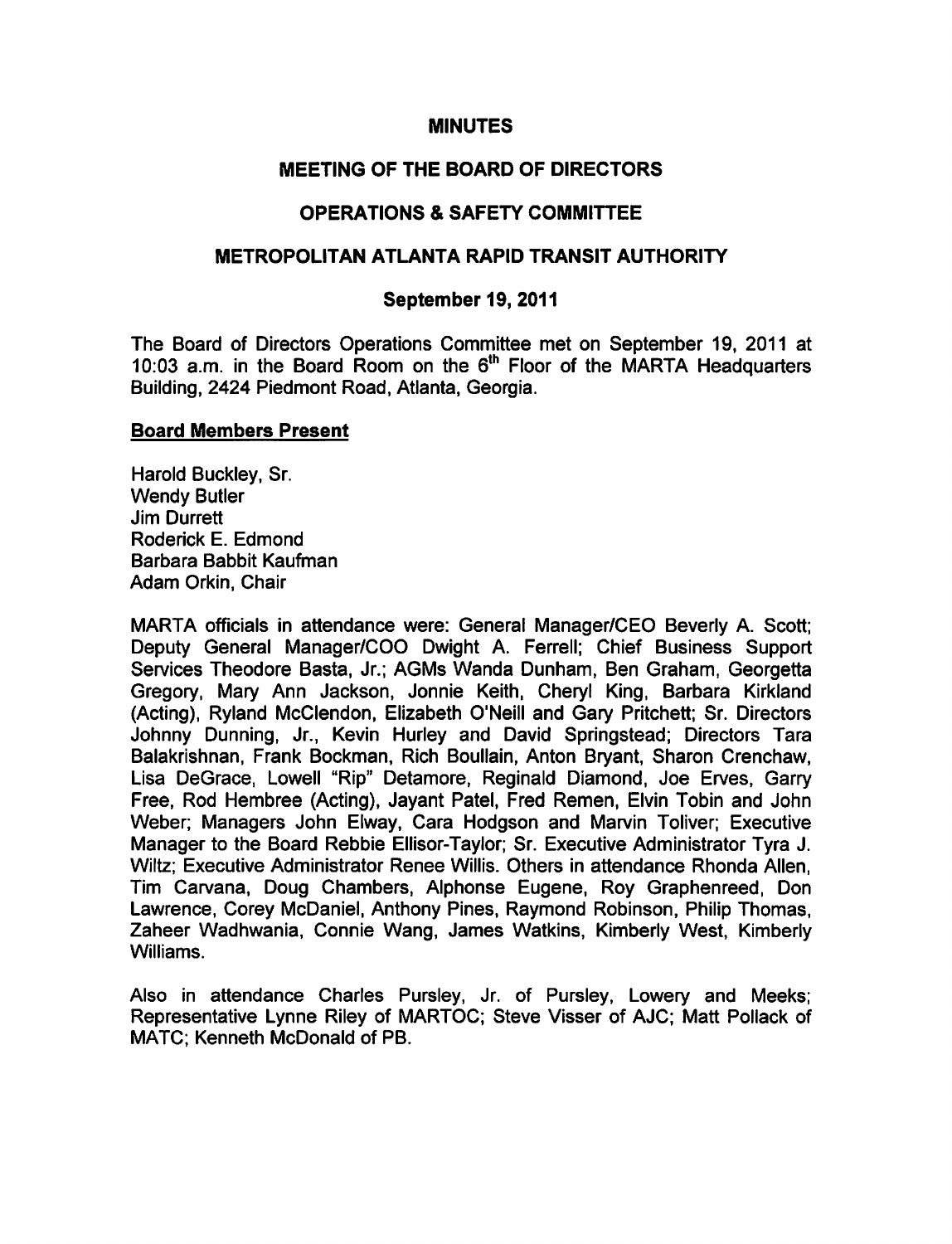# MINUTES

## MEETING OF THE BOARD OF DIRECTORS

## OPERATIONS & SAFETY COMMITTEE

## METROPOLITAN ATLANTA RAPID TRANSIT AUTHORITY

### September 19, 2011

The Board of Directors Operations Committee met on September 19, 2011 at 10:03 a.m. in the Board Room on the 6th Floor of the MARTA Headquarters Building, 2424 Piedmont Road, Atlanta, Georgia.

**Board Members Present**

Harold Buckley, Sr.
Wendy Butler
Jim Durrett
Roderick E. Edmond
Barbara Babbit Kaufman
Adam Orkin, Chair

MARTA officials in attendance were: General Manager/CEO Beverly A. Scott; Deputy General Manager/COO Dwight A. Ferrell; Chief Business Support Services Theodore Basta, Jr.; AGMs Wanda Dunham, Ben Graham, Georgetta Gregory, Mary Ann Jackson, Jonnie Keith, Cheryl King, Barbara Kirkland (Acting), Ryland McClendon, Elizabeth O'Neill and Gary Pritchett; Sr. Directors Johnny Dunning, Jr., Kevin Hurley and David Springstead; Directors Tara Balakrishnan, Frank Bockman, Rich Boullain, Anton Bryant, Sharon Crenchaw, Lisa DeGrace, Lowell "Rip" Detamore, Reginald Diamond, Joe Erves, Garry Free, Rod Hembree (Acting), Jayant Patel, Fred Remen, Elvin Tobin and John Weber; Managers John Elway, Cara Hodgson and Marvin Toliver; Executive Manager to the Board Rebbie Ellisor-Taylor; Sr. Executive Administrator Tyra J. Wiltz; Executive Administrator Renee Willis. Others in attendance Rhonda Allen, Tim Carvana, Doug Chambers, Alphonse Eugene, Roy Graphenreed, Don Lawrence, Corey McDaniel, Anthony Pines, Raymond Robinson, Philip Thomas, Zaheer Wadhwania, Connie Wang, James Watkins, Kimberly West, Kimberly Williams.

Also in attendance Charles Pursley, Jr. of Pursley, Lowery and Meeks; Representative Lynne Riley of MARTOC; Steve Visser of AJC; Matt Pollack of MATC; Kenneth McDonald of PB.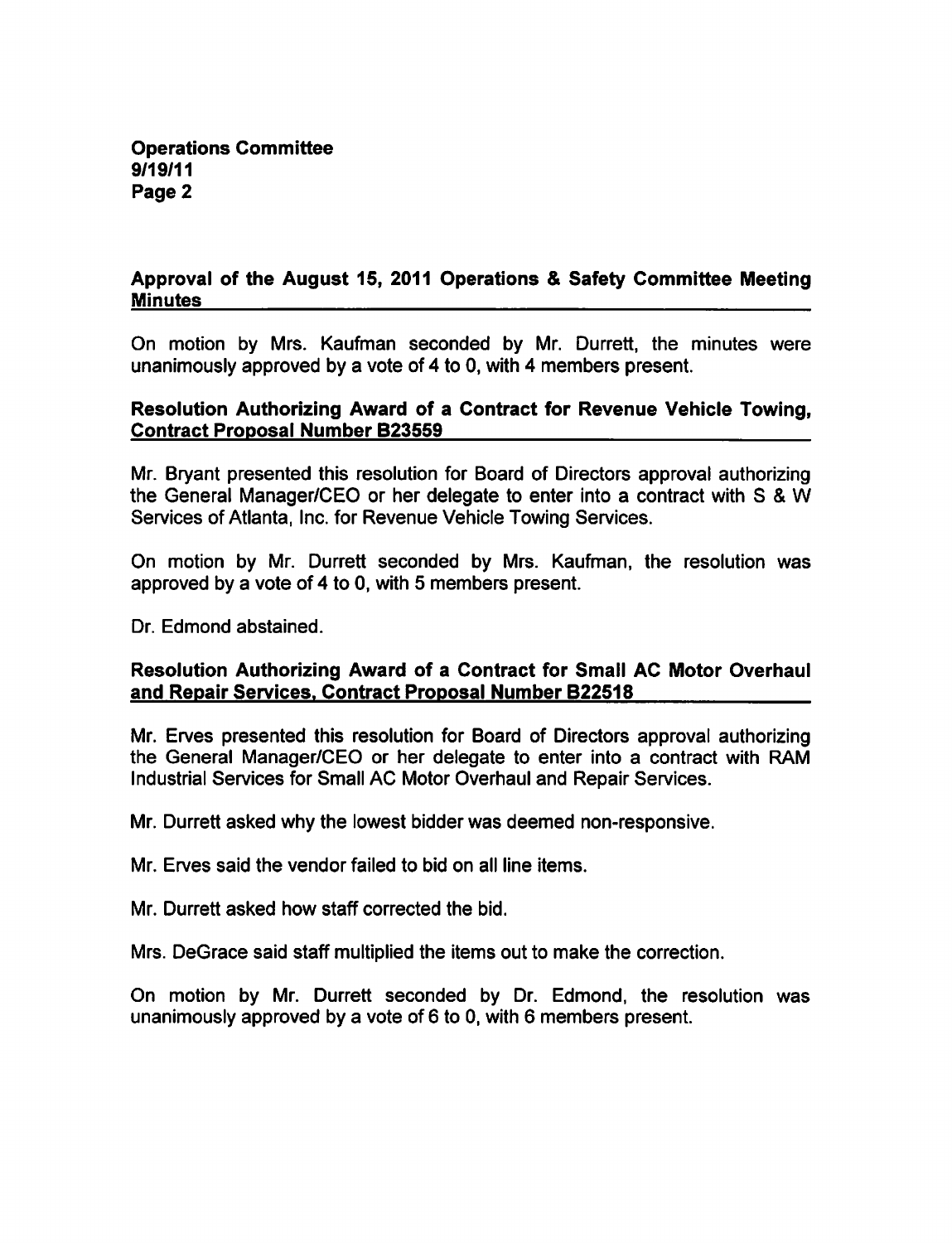## Approval of the August 15, 2011 Operations & Safety Committee Meeting Minutes

On motion by Mrs. Kaufman seconded by Mr. Durrett, the minutes were unanimously approved by a vote of 4 to 0, with 4 members present.

## Resolution Authorizing Award of a Contract for Revenue Vehicle Towing, Contract Proposal Number B23559

Mr. Bryant presented this resolution for Board of Directors approval authorizing the General Manager/CEO or her delegate to enter into a contract with S & W Services of Atlanta, Inc. for Revenue Vehicle Towing Services.

On motion by Mr. Durrett seconded by Mrs. Kaufman, the resolution was approved by a vote of 4 to 0, with 5 members present.

Dr. Edmond abstained.

## Resolution Authorizing Award of a Contract for Small AC Motor Overhaul and Repair Services, Contract Proposal Number B22518

Mr. Erves presented this resolution for Board of Directors approval authorizing the General Manager/CEO or her delegate to enter into a contract with RAM Industrial Services for Small AC Motor Overhaul and Repair Services.

Mr. Durrett asked why the lowest bidder was deemed non-responsive.

Mr. Erves said the vendor failed to bid on all line items.

Mr. Durrett asked how staff corrected the bid.

Mrs. DeGrace said staff multiplied the items out to make the correction.

On motion by Mr. Durrett seconded by Dr. Edmond, the resolution was unanimously approved by a vote of 6 to 0, with 6 members present.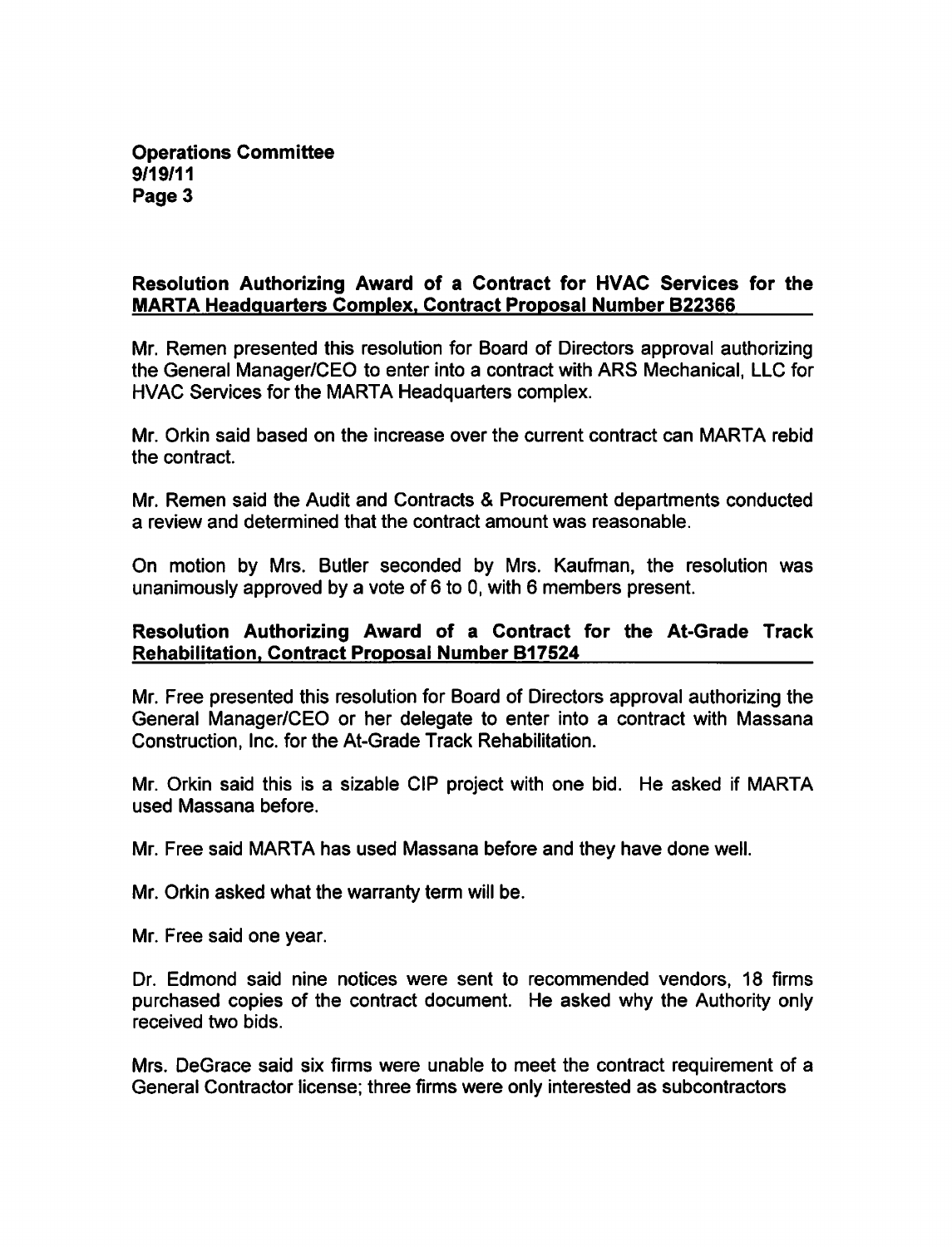**Resolution Authorizing Award of a Contract for HVAC Services for the MARTA Headquarters Complex, Contract Proposal Number B22366**

Mr. Remen presented this resolution for Board of Directors approval authorizing the General Manager/CEO to enter into a contract with ARS Mechanical, LLC for HVAC Services for the MARTA Headquarters complex.

Mr. Orkin said based on the increase over the current contract can MARTA rebid the contract.

Mr. Remen said the Audit and Contracts & Procurement departments conducted a review and determined that the contract amount was reasonable.

On motion by Mrs. Butler seconded by Mrs. Kaufman, the resolution was unanimously approved by a vote of 6 to 0, with 6 members present.

**Resolution Authorizing Award of a Contract for the At-Grade Track Rehabilitation, Contract Proposal Number B17524**

Mr. Free presented this resolution for Board of Directors approval authorizing the General Manager/CEO or her delegate to enter into a contract with Massana Construction, Inc. for the At-Grade Track Rehabilitation.

Mr. Orkin said this is a sizable CIP project with one bid. He asked if MARTA used Massana before.

Mr. Free said MARTA has used Massana before and they have done well.

Mr. Orkin asked what the warranty term will be.

Mr. Free said one year.

Dr. Edmond said nine notices were sent to recommended vendors, 18 firms purchased copies of the contract document. He asked why the Authority only received two bids.

Mrs. DeGrace said six firms were unable to meet the contract requirement of a General Contractor license; three firms were only interested as subcontractors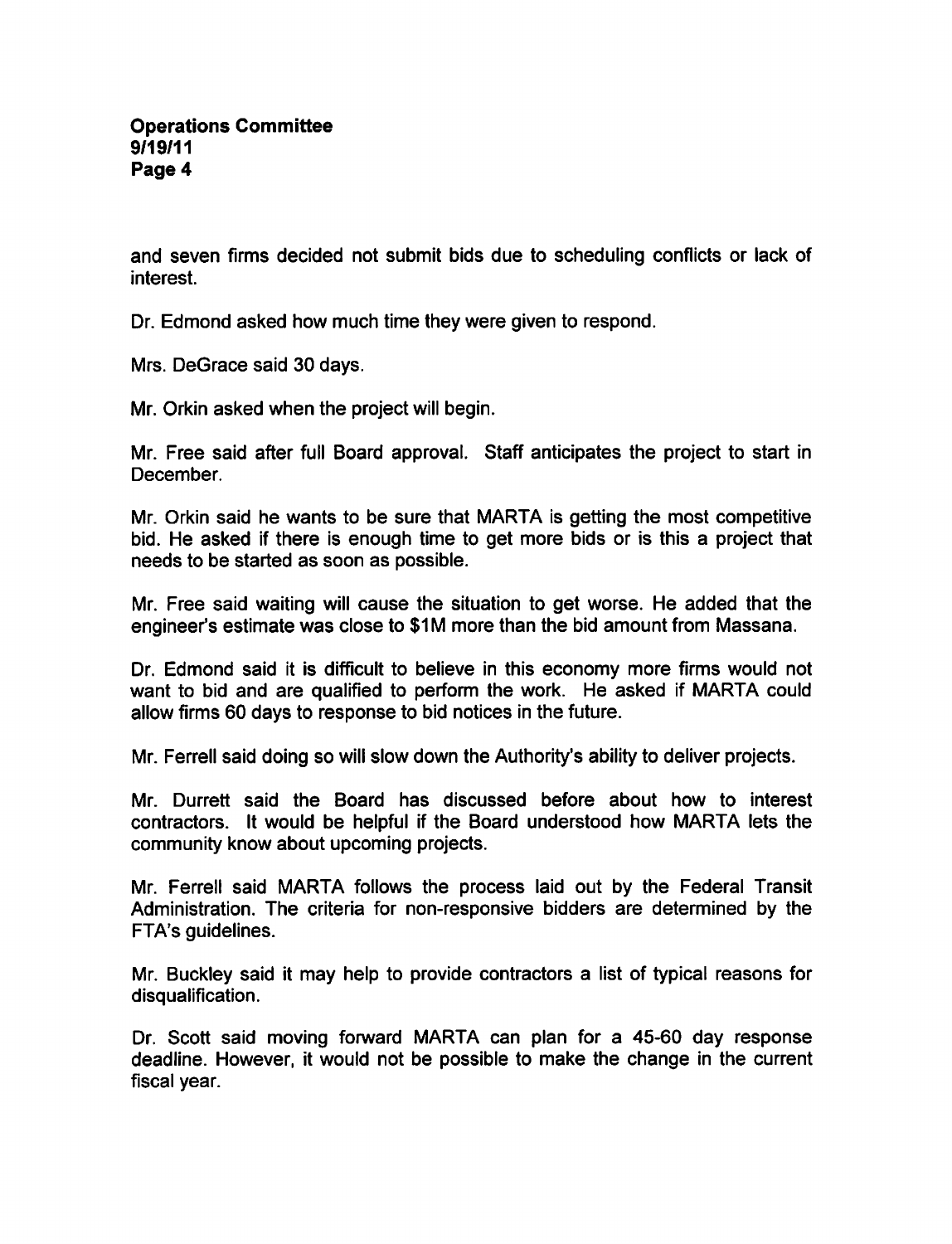and seven firms decided not submit bids due to scheduling conflicts or lack of interest.

Dr. Edmond asked how much time they were given to respond.

Mrs. DeGrace said 30 days.

Mr. Orkin asked when the project will begin.

Mr. Free said after full Board approval. Staff anticipates the project to start in December.

Mr. Orkin said he wants to be sure that MARTA is getting the most competitive bid. He asked if there is enough time to get more bids or is this a project that needs to be started as soon as possible.

Mr. Free said waiting will cause the situation to get worse. He added that the engineer's estimate was close to $1M more than the bid amount from Massana.

Dr. Edmond said it is difficult to believe in this economy more firms would not want to bid and are qualified to perform the work. He asked if MARTA could allow firms 60 days to response to bid notices in the future.

Mr. Ferrell said doing so will slow down the Authority's ability to deliver projects.

Mr. Durrett said the Board has discussed before about how to interest contractors. It would be helpful if the Board understood how MARTA lets the community know about upcoming projects.

Mr. Ferrell said MARTA follows the process laid out by the Federal Transit Administration. The criteria for non-responsive bidders are determined by the FTA's guidelines.

Mr. Buckley said it may help to provide contractors a list of typical reasons for disqualification.

Dr. Scott said moving forward MARTA can plan for a 45-60 day response deadline. However, it would not be possible to make the change in the current fiscal year.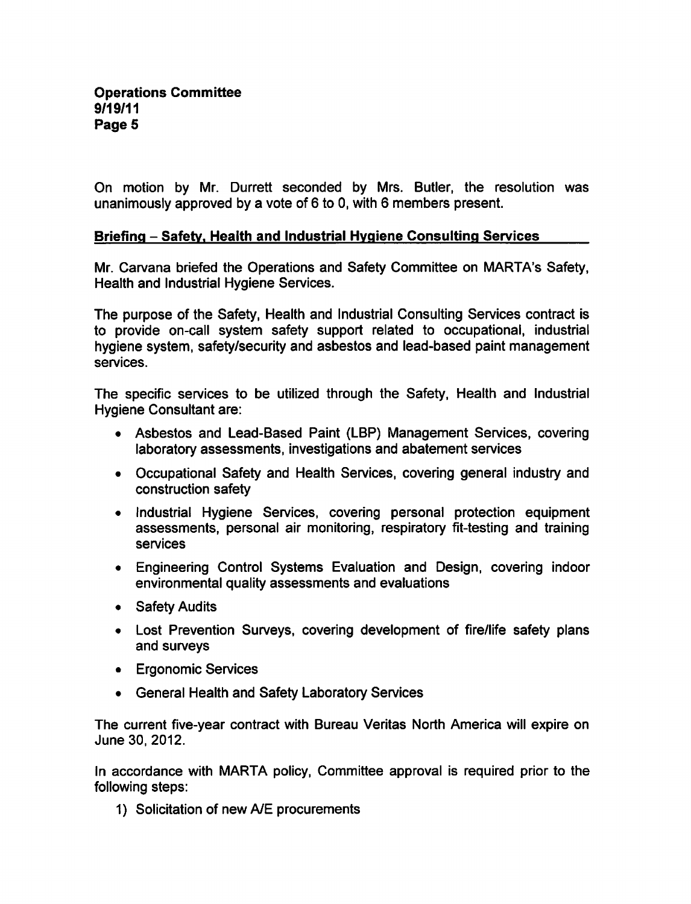On motion by Mr. Durrett seconded by Mrs. Butler, the resolution was unanimously approved by a vote of 6 to 0, with 6 members present.

## Briefing – Safety, Health and Industrial Hygiene Consulting Services

Mr. Carvana briefed the Operations and Safety Committee on MARTA's Safety, Health and Industrial Hygiene Services.

The purpose of the Safety, Health and Industrial Consulting Services contract is to provide on-call system safety support related to occupational, industrial hygiene system, safety/security and asbestos and lead-based paint management services.

The specific services to be utilized through the Safety, Health and Industrial Hygiene Consultant are:

- Asbestos and Lead-Based Paint (LBP) Management Services, covering laboratory assessments, investigations and abatement services
- Occupational Safety and Health Services, covering general industry and construction safety
- Industrial Hygiene Services, covering personal protection equipment assessments, personal air monitoring, respiratory fit-testing and training services
- Engineering Control Systems Evaluation and Design, covering indoor environmental quality assessments and evaluations
- Safety Audits
- Lost Prevention Surveys, covering development of fire/life safety plans and surveys
- Ergonomic Services
- General Health and Safety Laboratory Services

The current five-year contract with Bureau Veritas North America will expire on June 30, 2012.

In accordance with MARTA policy, Committee approval is required prior to the following steps:

1) Solicitation of new A/E procurements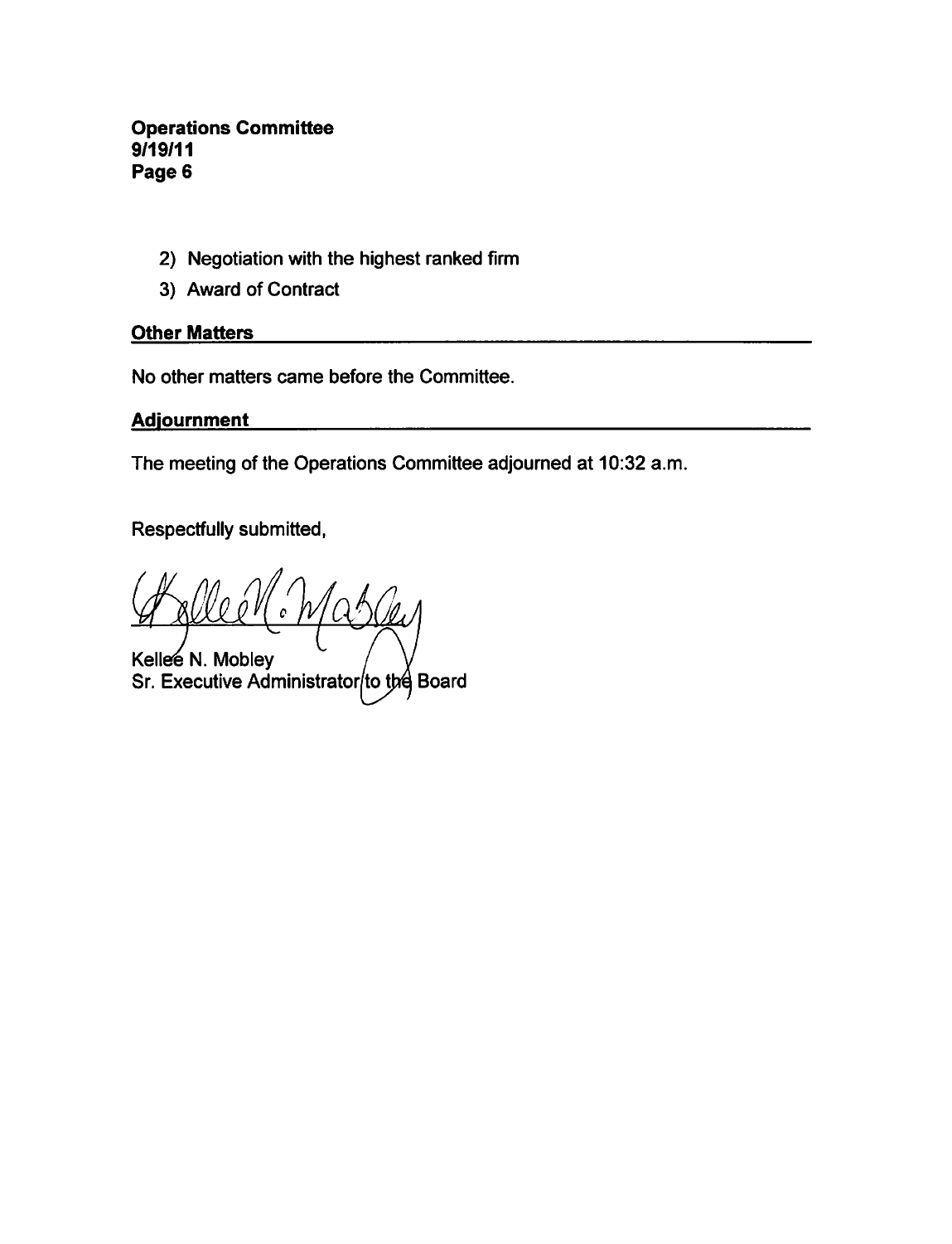2) Negotiation with the highest ranked firm
3) Award of Contract

## Other Matters

No other matters came before the Committee.

## Adjournment

The meeting of the Operations Committee adjourned at 10:32 a.m.

Respectfully submitted,

Kellee N. Mobley
Sr. Executive Administrator to the Board